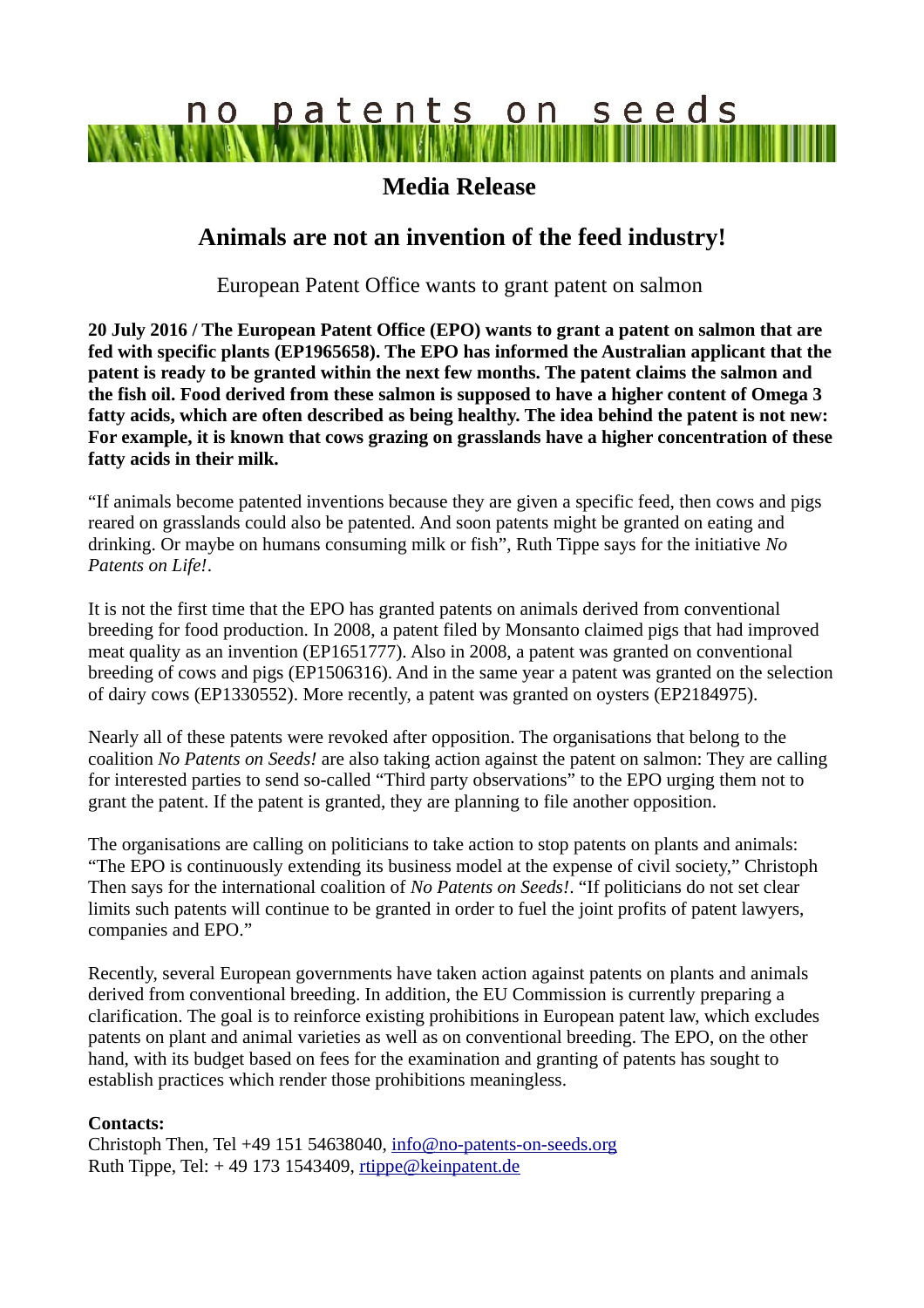no patents on seeds

# Media Release

## Animals are not an invention of the feed industry!

European Patent Office wants to grant patent on salmon

**20 July 2016 / The European Patent Office (EPO) wants to grant a patent on salmon that are fed with specific plants (EP1965658). The EPO has informed the Australian applicant that the patent is ready to be granted within the next few months. The patent claims the salmon and the fish oil. Food derived from these salmon is supposed to have a higher content of Omega 3 fatty acids, which are often described as being healthy. The idea behind the patent is not new: For example, it is known that cows grazing on grasslands have a higher concentration of these fatty acids in their milk.**

"If animals become patented inventions because they are given a specific feed, then cows and pigs reared on grasslands could also be patented. And soon patents might be granted on eating and drinking. Or maybe on humans consuming milk or fish", Ruth Tippe says for the initiative *No Patents on Life!*.

It is not the first time that the EPO has granted patents on animals derived from conventional breeding for food production. In 2008, a patent filed by Monsanto claimed pigs that had improved meat quality as an invention (EP1651777). Also in 2008, a patent was granted on conventional breeding of cows and pigs (EP1506316). And in the same year a patent was granted on the selection of dairy cows (EP1330552). More recently, a patent was granted on oysters (EP2184975).

Nearly all of these patents were revoked after opposition. The organisations that belong to the coalition *No Patents on Seeds!* are also taking action against the patent on salmon: They are calling for interested parties to send so-called "Third party observations" to the EPO urging them not to grant the patent. If the patent is granted, they are planning to file another opposition.

The organisations are calling on politicians to take action to stop patents on plants and animals: "The EPO is continuously extending its business model at the expense of civil society," Christoph Then says for the international coalition of *No Patents on Seeds!*. "If politicians do not set clear limits such patents will continue to be granted in order to fuel the joint profits of patent lawyers, companies and EPO."

Recently, several European governments have taken action against patents on plants and animals derived from conventional breeding. In addition, the EU Commission is currently preparing a clarification. The goal is to reinforce existing prohibitions in European patent law, which excludes patents on plant and animal varieties as well as on conventional breeding. The EPO, on the other hand, with its budget based on fees for the examination and granting of patents has sought to establish practices which render those prohibitions meaningless.

**Contacts:**
Christoph Then, Tel +49 151 54638040, info@no-patents-on-seeds.org
Ruth Tippe, Tel: + 49 173 1543409, rtippe@keinpatent.de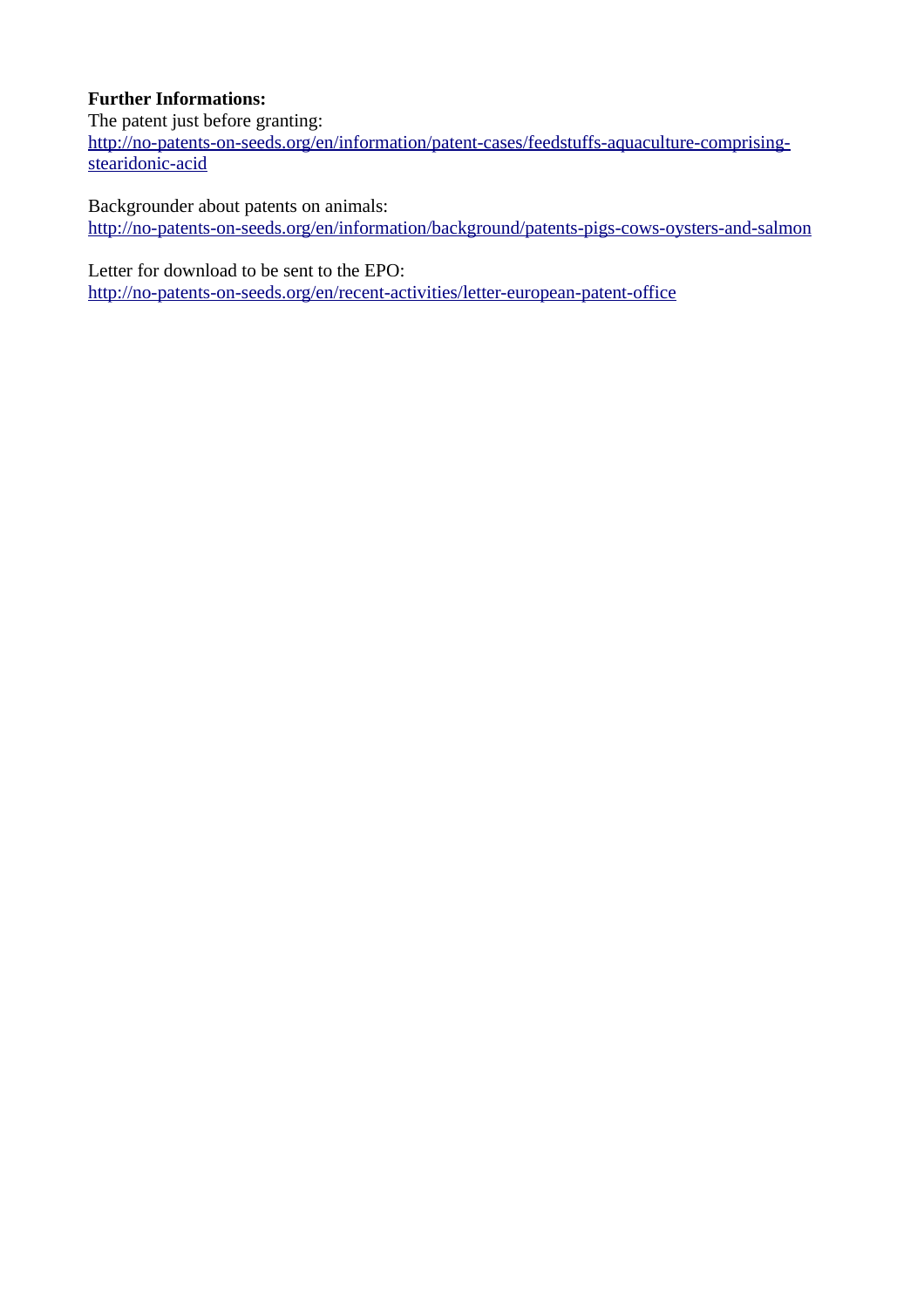**Further Informations:**
The patent just before granting:
http://no-patents-on-seeds.org/en/information/patent-cases/feedstuffs-aquaculture-comprising-stearidonic-acid

Backgrounder about patents on animals:
http://no-patents-on-seeds.org/en/information/background/patents-pigs-cows-oysters-and-salmon

Letter for download to be sent to the EPO:
http://no-patents-on-seeds.org/en/recent-activities/letter-european-patent-office